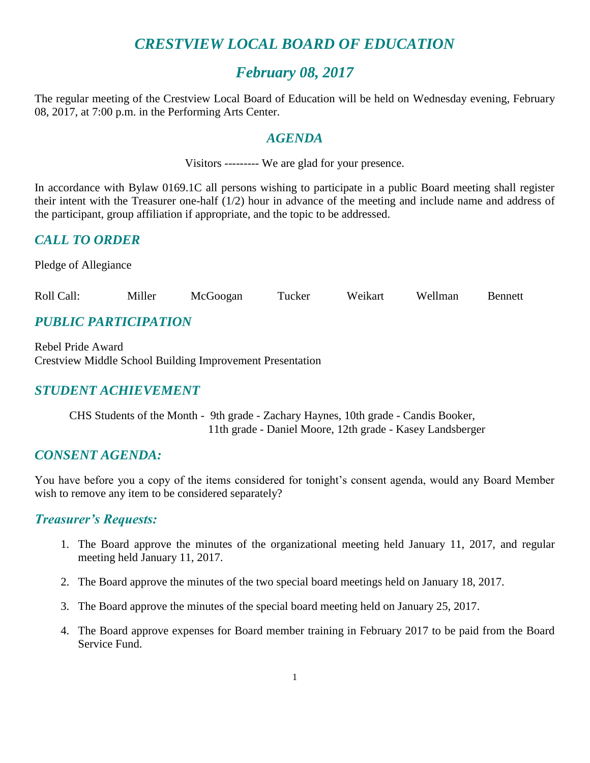# *CRESTVIEW LOCAL BOARD OF EDUCATION*

## *February 08, 2017*

The regular meeting of the Crestview Local Board of Education will be held on Wednesday evening, February 08, 2017, at 7:00 p.m. in the Performing Arts Center.

## *AGENDA*

Visitors --------- We are glad for your presence.

In accordance with Bylaw 0169.1C all persons wishing to participate in a public Board meeting shall register their intent with the Treasurer one-half (1/2) hour in advance of the meeting and include name and address of the participant, group affiliation if appropriate, and the topic to be addressed.

## *CALL TO ORDER*

Pledge of Allegiance

Roll Call: Miller McGoogan Tucker Weikart Wellman Bennett

## *PUBLIC PARTICIPATION*

Rebel Pride Award
Crestview Middle School Building Improvement Presentation

## *STUDENT ACHIEVEMENT*

CHS Students of the Month - 9th grade - Zachary Haynes, 10th grade - Candis Booker, 11th grade - Daniel Moore, 12th grade - Kasey Landsberger

## *CONSENT AGENDA:*

You have before you a copy of the items considered for tonight's consent agenda, would any Board Member wish to remove any item to be considered separately?

### *Treasurer's Requests:*

1. The Board approve the minutes of the organizational meeting held January 11, 2017, and regular meeting held January 11, 2017.

2. The Board approve the minutes of the two special board meetings held on January 18, 2017.

3. The Board approve the minutes of the special board meeting held on January 25, 2017.

4. The Board approve expenses for Board member training in February 2017 to be paid from the Board Service Fund.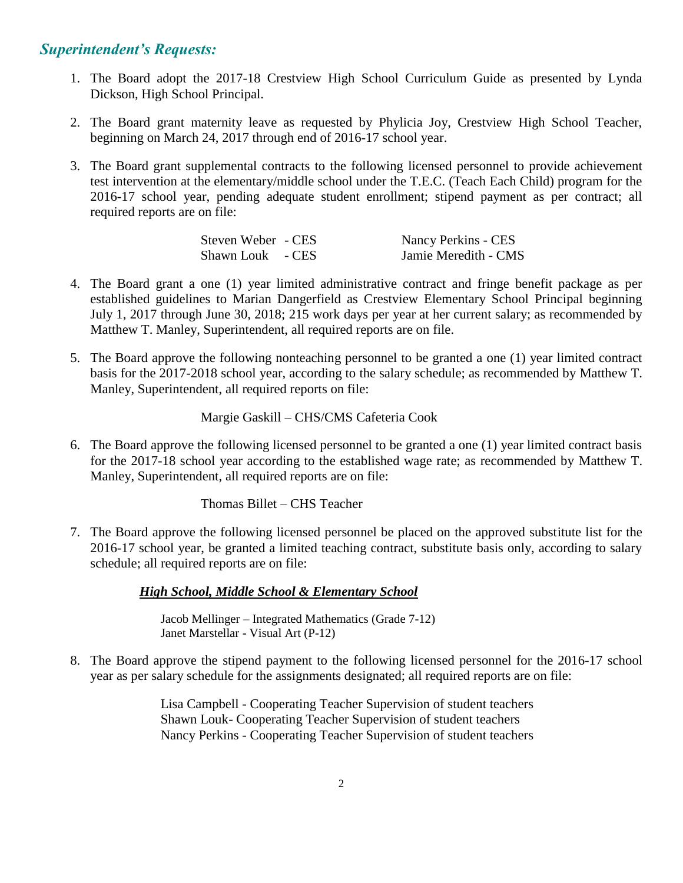## *Superintendent's Requests:*

1. The Board adopt the 2017-18 Crestview High School Curriculum Guide as presented by Lynda Dickson, High School Principal.

2. The Board grant maternity leave as requested by Phylicia Joy, Crestview High School Teacher, beginning on March 24, 2017 through end of 2016-17 school year.

3. The Board grant supplemental contracts to the following licensed personnel to provide achievement test intervention at the elementary/middle school under the T.E.C. (Teach Each Child) program for the 2016-17 school year, pending adequate student enrollment; stipend payment as per contract; all required reports are on file:

   Steven Weber - CES — Nancy Perkins - CES
   Shawn Louk - CES — Jamie Meredith - CMS

4. The Board grant a one (1) year limited administrative contract and fringe benefit package as per established guidelines to Marian Dangerfield as Crestview Elementary School Principal beginning July 1, 2017 through June 30, 2018; 215 work days per year at her current salary; as recommended by Matthew T. Manley, Superintendent, all required reports are on file.

5. The Board approve the following nonteaching personnel to be granted a one (1) year limited contract basis for the 2017-2018 school year, according to the salary schedule; as recommended by Matthew T. Manley, Superintendent, all required reports on file:

   Margie Gaskill – CHS/CMS Cafeteria Cook

6. The Board approve the following licensed personnel to be granted a one (1) year limited contract basis for the 2017-18 school year according to the established wage rate; as recommended by Matthew T. Manley, Superintendent, all required reports are on file:

   Thomas Billet – CHS Teacher

7. The Board approve the following licensed personnel be placed on the approved substitute list for the 2016-17 school year, be granted a limited teaching contract, substitute basis only, according to salary schedule; all required reports are on file:

   ***High School, Middle School & Elementary School***

   Jacob Mellinger – Integrated Mathematics (Grade 7-12)
   Janet Marstellar - Visual Art (P-12)

8. The Board approve the stipend payment to the following licensed personnel for the 2016-17 school year as per salary schedule for the assignments designated; all required reports are on file:

   Lisa Campbell - Cooperating Teacher Supervision of student teachers
   Shawn Louk- Cooperating Teacher Supervision of student teachers
   Nancy Perkins - Cooperating Teacher Supervision of student teachers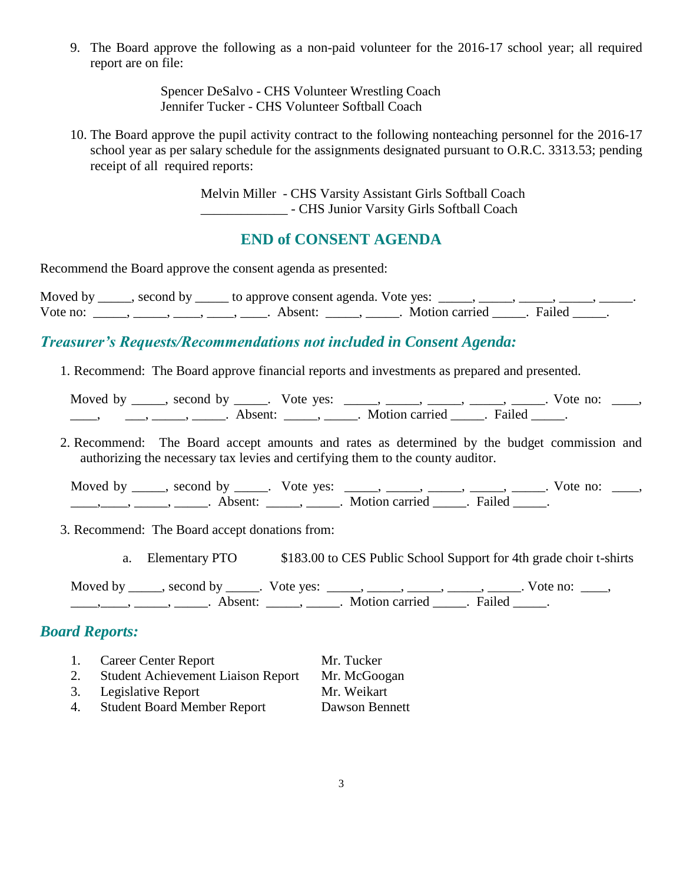9. The Board approve the following as a non-paid volunteer for the 2016-17 school year; all required report are on file:

   Spencer DeSalvo - CHS Volunteer Wrestling Coach
   Jennifer Tucker - CHS Volunteer Softball Coach

10. The Board approve the pupil activity contract to the following nonteaching personnel for the 2016-17 school year as per salary schedule for the assignments designated pursuant to O.R.C. 3313.53; pending receipt of all required reports:

    Melvin Miller - CHS Varsity Assistant Girls Softball Coach
    _____________ - CHS Junior Varsity Girls Softball Coach

## END of CONSENT AGENDA

Recommend the Board approve the consent agenda as presented:

Moved by _____, second by _____ to approve consent agenda. Vote yes: _____, _____, _____, _____, _____. Vote no: _____, _____, ____, ____, ____. Absent: _____, _____. Motion carried _____. Failed _____.

## *Treasurer's Requests/Recommendations not included in Consent Agenda:*

1. Recommend: The Board approve financial reports and investments as prepared and presented.

   Moved by _____, second by _____. Vote yes: _____, _____, _____, _____, _____. Vote no: ____, ____, ___, _____, _____. Absent: _____, _____. Motion carried _____. Failed _____.

2. Recommend: The Board accept amounts and rates as determined by the budget commission and authorizing the necessary tax levies and certifying them to the county auditor.

   Moved by _____, second by _____. Vote yes: _____, _____, _____, _____, _____. Vote no: ____, ____,____, _____, _____. Absent: _____, _____. Motion carried _____. Failed _____.

3. Recommend: The Board accept donations from:

   a. Elementary PTO — $183.00 to CES Public School Support for 4th grade choir t-shirts

   Moved by _____, second by _____. Vote yes: _____, _____, _____, _____, _____. Vote no: ____, ____,____, _____, _____. Absent: _____, _____. Motion carried _____. Failed _____.

## *Board Reports:*

1. Career Center Report — Mr. Tucker
2. Student Achievement Liaison Report — Mr. McGoogan
3. Legislative Report — Mr. Weikart
4. Student Board Member Report — Dawson Bennett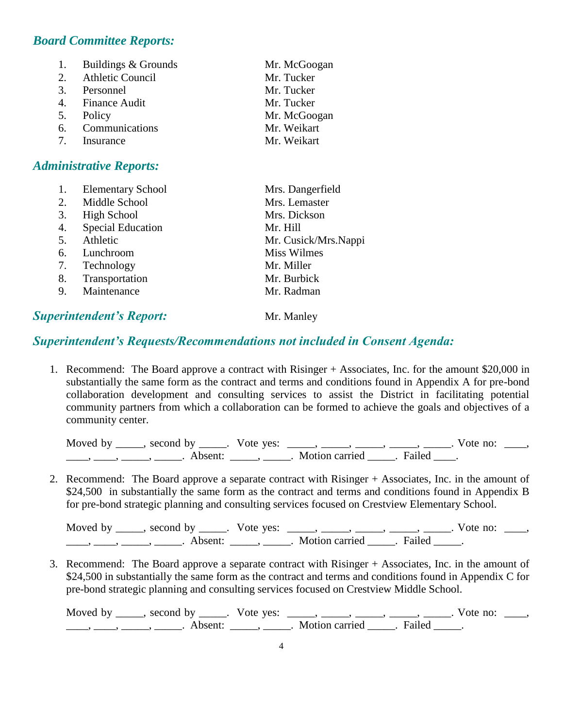## *Board Committee Reports:*

| | | |
|---|---|---|
| 1. | Buildings & Grounds | Mr. McGoogan |
| 2. | Athletic Council | Mr. Tucker |
| 3. | Personnel | Mr. Tucker |
| 4. | Finance Audit | Mr. Tucker |
| 5. | Policy | Mr. McGoogan |
| 6. | Communications | Mr. Weikart |
| 7. | Insurance | Mr. Weikart |

## *Administrative Reports:*

| | | |
|---|---|---|
| 1. | Elementary School | Mrs. Dangerfield |
| 2. | Middle School | Mrs. Lemaster |
| 3. | High School | Mrs. Dickson |
| 4. | Special Education | Mr. Hill |
| 5. | Athletic | Mr. Cusick/Mrs.Nappi |
| 6. | Lunchroom | Miss Wilmes |
| 7. | Technology | Mr. Miller |
| 8. | Transportation | Mr. Burbick |
| 9. | Maintenance | Mr. Radman |

## *Superintendent's Report:* Mr. Manley

## *Superintendent's Requests/Recommendations not included in Consent Agenda:*

1. Recommend: The Board approve a contract with Risinger + Associates, Inc. for the amount $20,000 in substantially the same form as the contract and terms and conditions found in Appendix A for pre-bond collaboration development and consulting services to assist the District in facilitating potential community partners from which a collaboration can be formed to achieve the goals and objectives of a community center.

   Moved by _____, second by _____. Vote yes: _____, _____, _____, _____, _____. Vote no: ____, ____, ____, _____, _____. Absent: _____, _____. Motion carried _____. Failed ____.

2. Recommend: The Board approve a separate contract with Risinger + Associates, Inc. in the amount of $24,500 in substantially the same form as the contract and terms and conditions found in Appendix B for pre-bond strategic planning and consulting services focused on Crestview Elementary School.

   Moved by _____, second by _____. Vote yes: _____, _____, _____, _____, _____. Vote no: ____, ____, ____, _____, _____. Absent: _____, _____. Motion carried _____. Failed _____.

3. Recommend: The Board approve a separate contract with Risinger + Associates, Inc. in the amount of $24,500 in substantially the same form as the contract and terms and conditions found in Appendix C for pre-bond strategic planning and consulting services focused on Crestview Middle School.

   Moved by _____, second by _____. Vote yes: _____, _____, _____, _____, _____. Vote no: ____, ____, ____, _____, _____. Absent: _____, _____. Motion carried _____. Failed _____.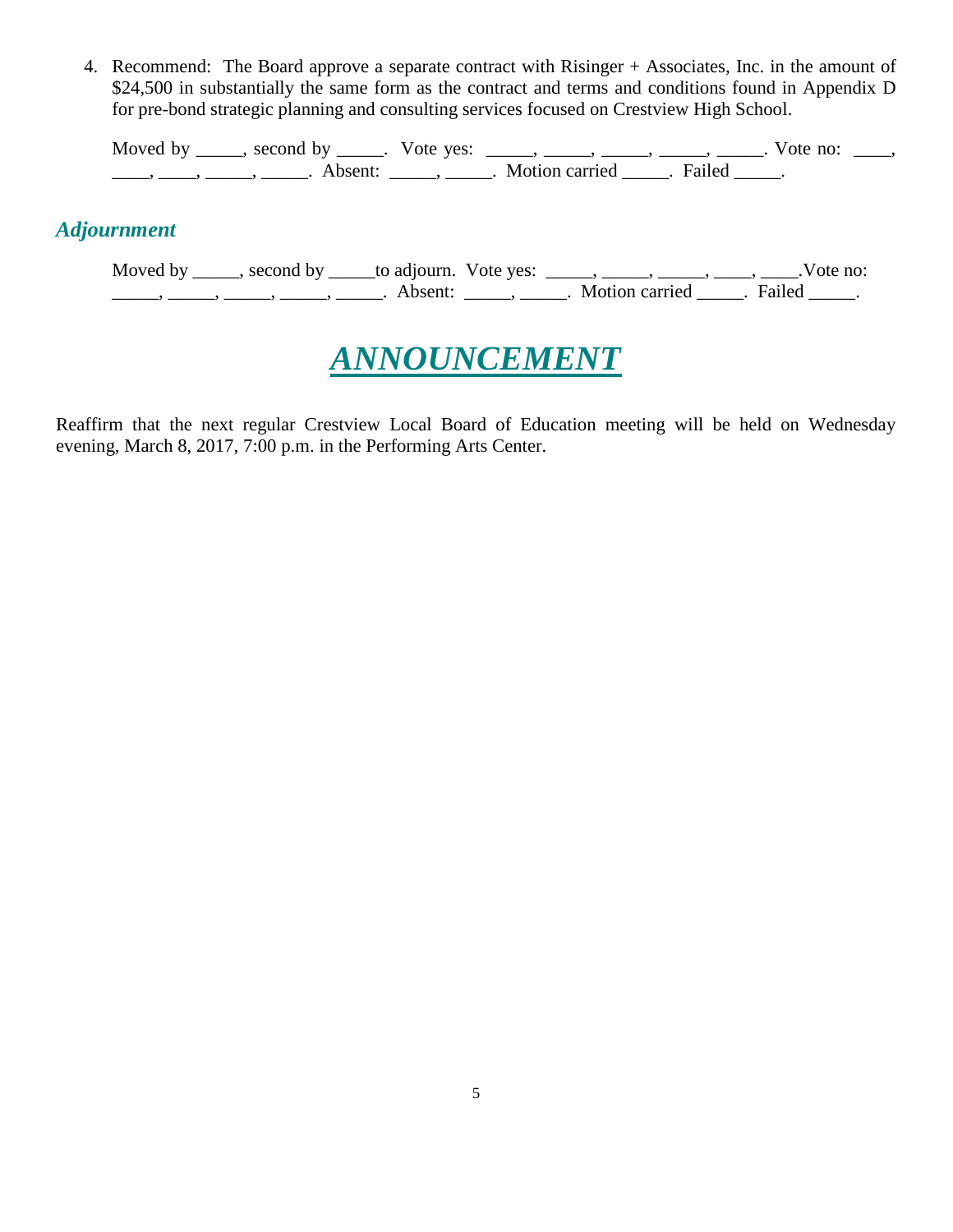4. Recommend: The Board approve a separate contract with Risinger + Associates, Inc. in the amount of $24,500 in substantially the same form as the contract and terms and conditions found in Appendix D for pre-bond strategic planning and consulting services focused on Crestview High School.

   Moved by _____, second by _____. Vote yes: _____, _____, _____, _____, _____. Vote no: ____, ____, ____, _____, _____. Absent: _____, _____. Motion carried _____. Failed _____.

## *Adjournment*

Moved by _____, second by _____to adjourn. Vote yes: _____, _____, _____, ____, ____.Vote no: _____, _____, _____, _____, _____. Absent: _____, _____. Motion carried _____. Failed _____.

# ***ANNOUNCEMENT***

Reaffirm that the next regular Crestview Local Board of Education meeting will be held on Wednesday evening, March 8, 2017, 7:00 p.m. in the Performing Arts Center.